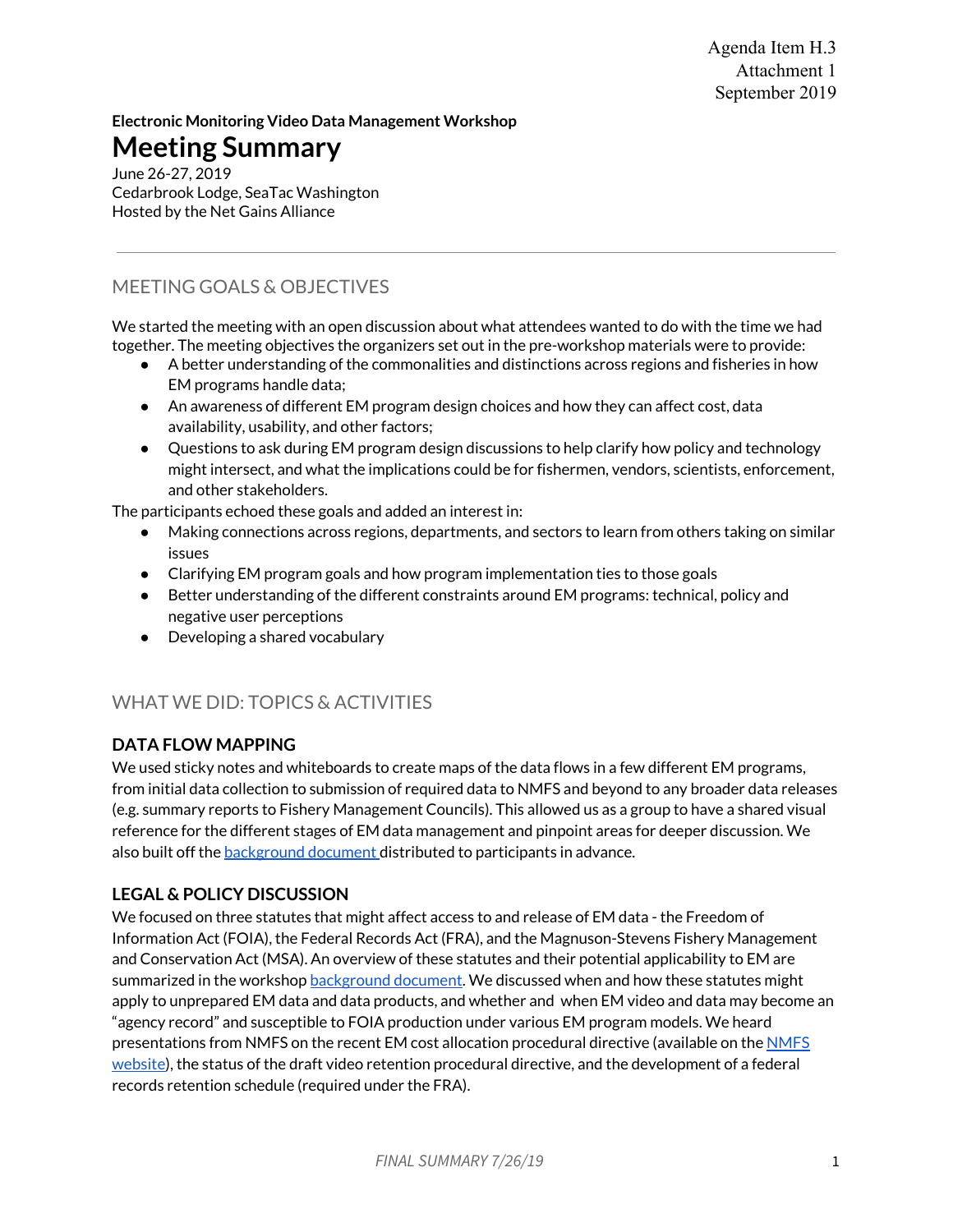Agenda Item H.3
Attachment 1
September 2019

**Electronic Monitoring Video Data Management Workshop**

# Meeting Summary

June 26-27, 2019
Cedarbrook Lodge, SeaTac Washington
Hosted by the Net Gains Alliance

---

## MEETING GOALS & OBJECTIVES

We started the meeting with an open discussion about what attendees wanted to do with the time we had together. The meeting objectives the organizers set out in the pre-workshop materials were to provide:

- A better understanding of the commonalities and distinctions across regions and fisheries in how EM programs handle data;
- An awareness of different EM program design choices and how they can affect cost, data availability, usability, and other factors;
- Questions to ask during EM program design discussions to help clarify how policy and technology might intersect, and what the implications could be for fishermen, vendors, scientists, enforcement, and other stakeholders.

The participants echoed these goals and added an interest in:

- Making connections across regions, departments, and sectors to learn from others taking on similar issues
- Clarifying EM program goals and how program implementation ties to those goals
- Better understanding of the different constraints around EM programs: technical, policy and negative user perceptions
- Developing a shared vocabulary

## WHAT WE DID: TOPICS & ACTIVITIES

### DATA FLOW MAPPING

We used sticky notes and whiteboards to create maps of the data flows in a few different EM programs, from initial data collection to submission of required data to NMFS and beyond to any broader data releases (e.g. summary reports to Fishery Management Councils). This allowed us as a group to have a shared visual reference for the different stages of EM data management and pinpoint areas for deeper discussion. We also built off the background document distributed to participants in advance.

### LEGAL & POLICY DISCUSSION

We focused on three statutes that might affect access to and release of EM data - the Freedom of Information Act (FOIA), the Federal Records Act (FRA), and the Magnuson-Stevens Fishery Management and Conservation Act (MSA). An overview of these statutes and their potential applicability to EM are summarized in the workshop background document. We discussed when and how these statutes might apply to unprepared EM data and data products, and whether and when EM video and data may become an "agency record" and susceptible to FOIA production under various EM program models. We heard presentations from NMFS on the recent EM cost allocation procedural directive (available on the NMFS website), the status of the draft video retention procedural directive, and the development of a federal records retention schedule (required under the FRA).

*FINAL SUMMARY 7/26/19*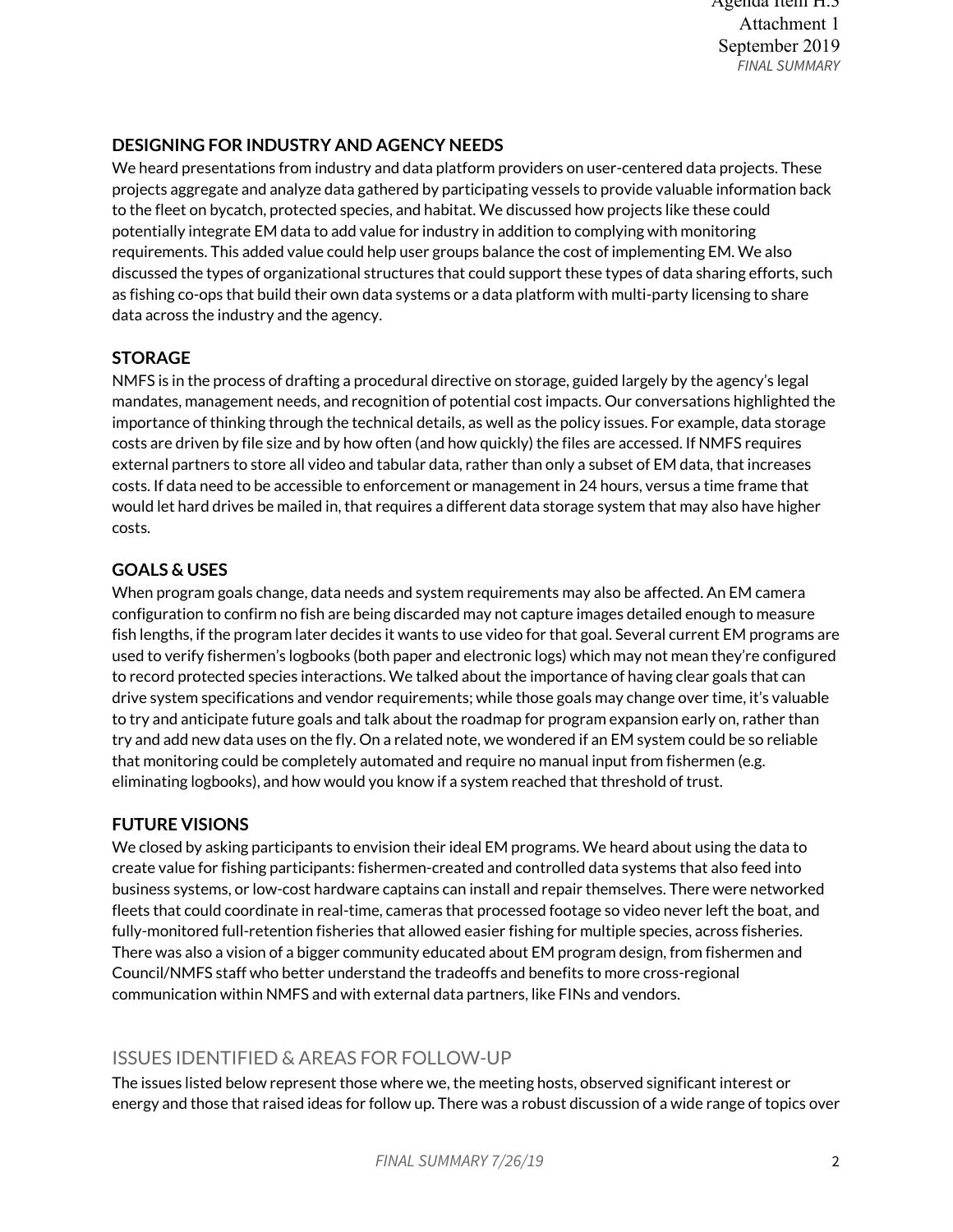### DESIGNING FOR INDUSTRY AND AGENCY NEEDS

We heard presentations from industry and data platform providers on user-centered data projects. These projects aggregate and analyze data gathered by participating vessels to provide valuable information back to the fleet on bycatch, protected species, and habitat. We discussed how projects like these could potentially integrate EM data to add value for industry in addition to complying with monitoring requirements. This added value could help user groups balance the cost of implementing EM. We also discussed the types of organizational structures that could support these types of data sharing efforts, such as fishing co-ops that build their own data systems or a data platform with multi-party licensing to share data across the industry and the agency.

### STORAGE

NMFS is in the process of drafting a procedural directive on storage, guided largely by the agency's legal mandates, management needs, and recognition of potential cost impacts. Our conversations highlighted the importance of thinking through the technical details, as well as the policy issues. For example, data storage costs are driven by file size and by how often (and how quickly) the files are accessed. If NMFS requires external partners to store all video and tabular data, rather than only a subset of EM data, that increases costs. If data need to be accessible to enforcement or management in 24 hours, versus a time frame that would let hard drives be mailed in, that requires a different data storage system that may also have higher costs.

### GOALS & USES

When program goals change, data needs and system requirements may also be affected. An EM camera configuration to confirm no fish are being discarded may not capture images detailed enough to measure fish lengths, if the program later decides it wants to use video for that goal. Several current EM programs are used to verify fishermen's logbooks (both paper and electronic logs) which may not mean they're configured to record protected species interactions. We talked about the importance of having clear goals that can drive system specifications and vendor requirements; while those goals may change over time, it's valuable to try and anticipate future goals and talk about the roadmap for program expansion early on, rather than try and add new data uses on the fly. On a related note, we wondered if an EM system could be so reliable that monitoring could be completely automated and require no manual input from fishermen (e.g. eliminating logbooks), and how would you know if a system reached that threshold of trust.

### FUTURE VISIONS

We closed by asking participants to envision their ideal EM programs. We heard about using the data to create value for fishing participants: fishermen-created and controlled data systems that also feed into business systems, or low-cost hardware captains can install and repair themselves. There were networked fleets that could coordinate in real-time, cameras that processed footage so video never left the boat, and fully-monitored full-retention fisheries that allowed easier fishing for multiple species, across fisheries. There was also a vision of a bigger community educated about EM program design, from fishermen and Council/NMFS staff who better understand the tradeoffs and benefits to more cross-regional communication within NMFS and with external data partners, like FINs and vendors.

## ISSUES IDENTIFIED & AREAS FOR FOLLOW-UP

The issues listed below represent those where we, the meeting hosts, observed significant interest or energy and those that raised ideas for follow up. There was a robust discussion of a wide range of topics over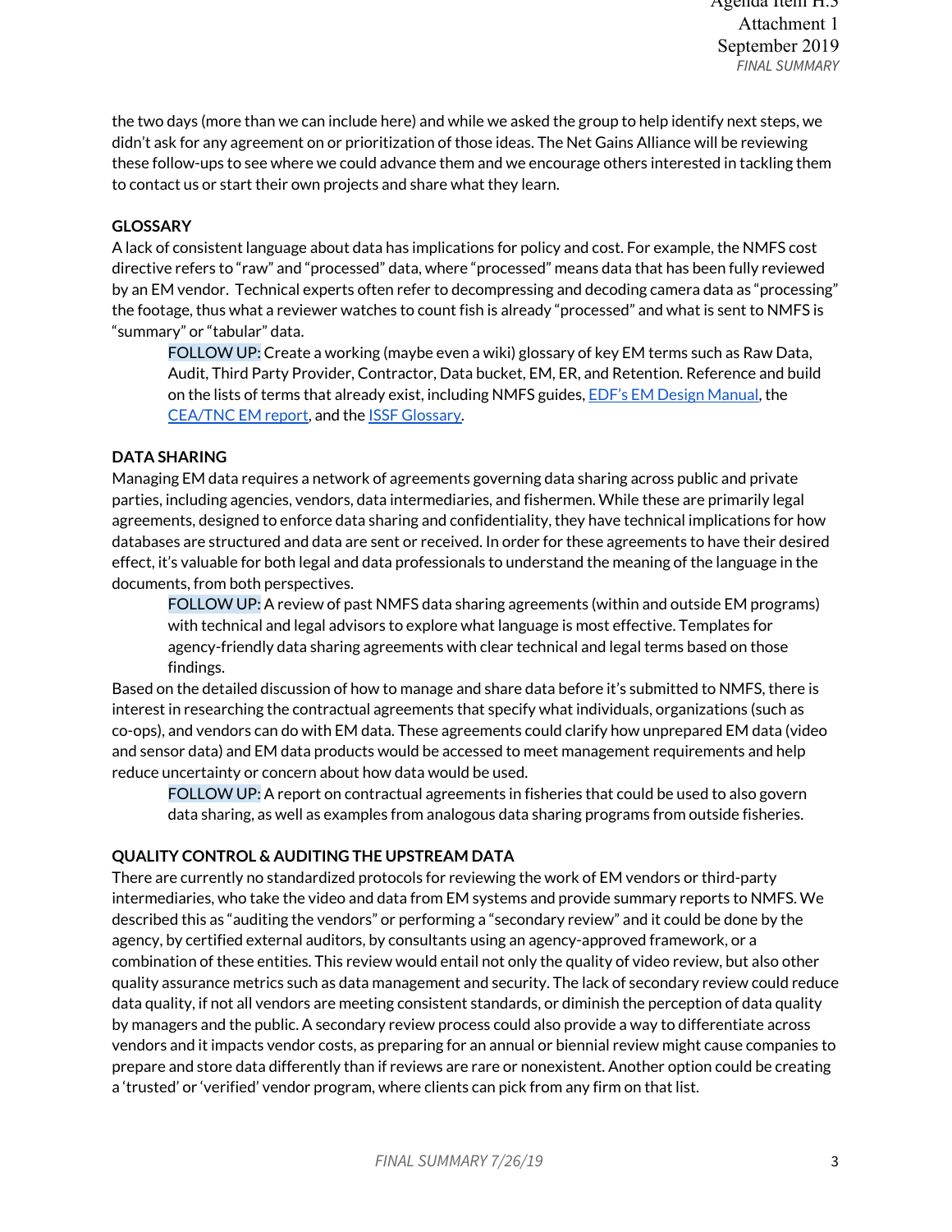the two days (more than we can include here) and while we asked the group to help identify next steps, we didn't ask for any agreement on or prioritization of those ideas. The Net Gains Alliance will be reviewing these follow-ups to see where we could advance them and we encourage others interested in tackling them to contact us or start their own projects and share what they learn.

**GLOSSARY**

A lack of consistent language about data has implications for policy and cost. For example, the NMFS cost directive refers to "raw" and "processed" data, where "processed" means data that has been fully reviewed by an EM vendor. Technical experts often refer to decompressing and decoding camera data as "processing" the footage, thus what a reviewer watches to count fish is already "processed" and what is sent to NMFS is "summary" or "tabular" data.

> FOLLOW UP: Create a working (maybe even a wiki) glossary of key EM terms such as Raw Data, Audit, Third Party Provider, Contractor, Data bucket, EM, ER, and Retention. Reference and build on the lists of terms that already exist, including NMFS guides, EDF's EM Design Manual, the CEA/TNC EM report, and the ISSF Glossary.

**DATA SHARING**

Managing EM data requires a network of agreements governing data sharing across public and private parties, including agencies, vendors, data intermediaries, and fishermen. While these are primarily legal agreements, designed to enforce data sharing and confidentiality, they have technical implications for how databases are structured and data are sent or received. In order for these agreements to have their desired effect, it's valuable for both legal and data professionals to understand the meaning of the language in the documents, from both perspectives.

> FOLLOW UP: A review of past NMFS data sharing agreements (within and outside EM programs) with technical and legal advisors to explore what language is most effective. Templates for agency-friendly data sharing agreements with clear technical and legal terms based on those findings.

Based on the detailed discussion of how to manage and share data before it's submitted to NMFS, there is interest in researching the contractual agreements that specify what individuals, organizations (such as co-ops), and vendors can do with EM data. These agreements could clarify how unprepared EM data (video and sensor data) and EM data products would be accessed to meet management requirements and help reduce uncertainty or concern about how data would be used.

> FOLLOW UP: A report on contractual agreements in fisheries that could be used to also govern data sharing, as well as examples from analogous data sharing programs from outside fisheries.

**QUALITY CONTROL & AUDITING THE UPSTREAM DATA**

There are currently no standardized protocols for reviewing the work of EM vendors or third-party intermediaries, who take the video and data from EM systems and provide summary reports to NMFS. We described this as "auditing the vendors" or performing a "secondary review" and it could be done by the agency, by certified external auditors, by consultants using an agency-approved framework, or a combination of these entities. This review would entail not only the quality of video review, but also other quality assurance metrics such as data management and security. The lack of secondary review could reduce data quality, if not all vendors are meeting consistent standards, or diminish the perception of data quality by managers and the public. A secondary review process could also provide a way to differentiate across vendors and it impacts vendor costs, as preparing for an annual or biennial review might cause companies to prepare and store data differently than if reviews are rare or nonexistent. Another option could be creating a 'trusted' or 'verified' vendor program, where clients can pick from any firm on that list.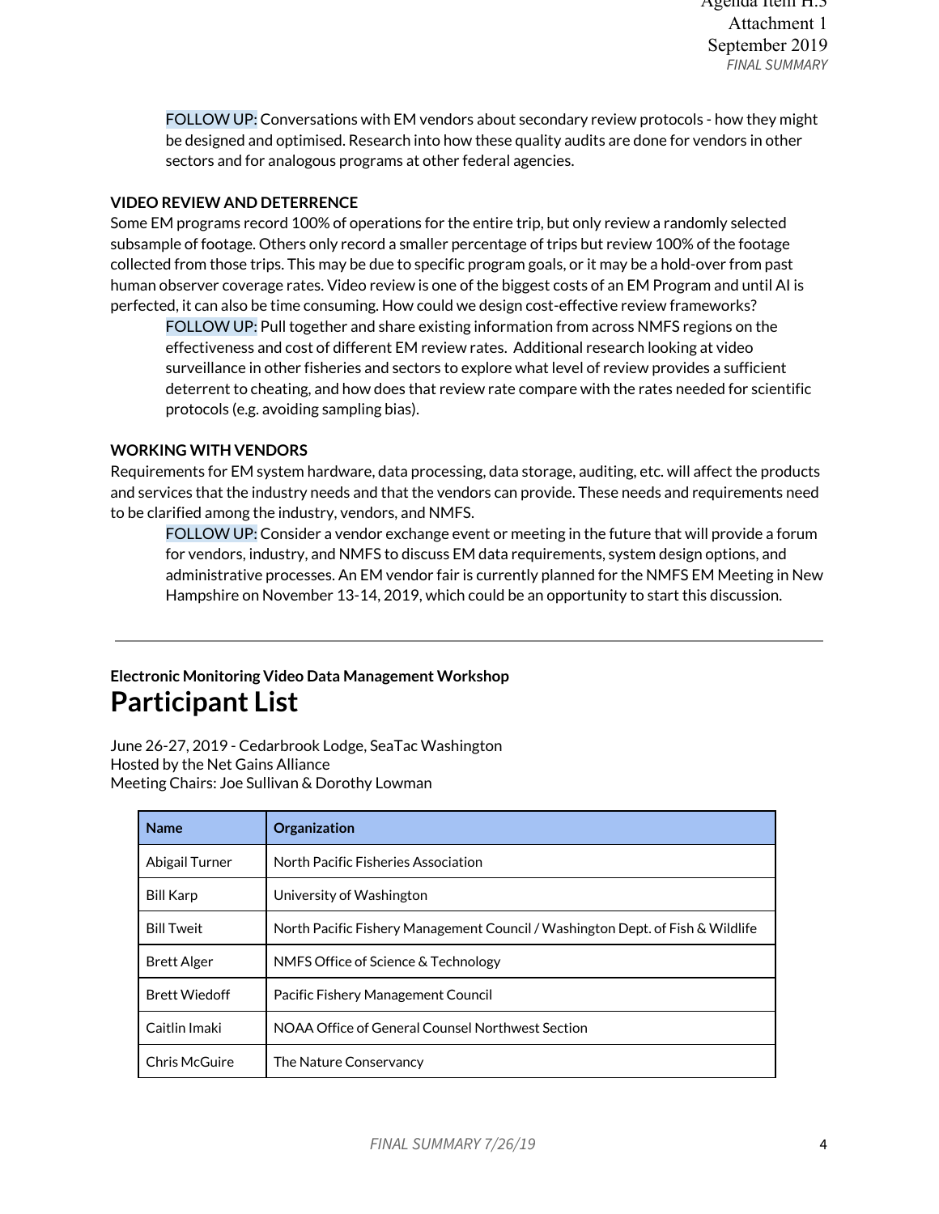FOLLOW UP: Conversations with EM vendors about secondary review protocols - how they might be designed and optimised. Research into how these quality audits are done for vendors in other sectors and for analogous programs at other federal agencies.

**VIDEO REVIEW AND DETERRENCE**

Some EM programs record 100% of operations for the entire trip, but only review a randomly selected subsample of footage. Others only record a smaller percentage of trips but review 100% of the footage collected from those trips. This may be due to specific program goals, or it may be a hold-over from past human observer coverage rates. Video review is one of the biggest costs of an EM Program and until AI is perfected, it can also be time consuming. How could we design cost-effective review frameworks?

FOLLOW UP: Pull together and share existing information from across NMFS regions on the effectiveness and cost of different EM review rates. Additional research looking at video surveillance in other fisheries and sectors to explore what level of review provides a sufficient deterrent to cheating, and how does that review rate compare with the rates needed for scientific protocols (e.g. avoiding sampling bias).

**WORKING WITH VENDORS**

Requirements for EM system hardware, data processing, data storage, auditing, etc. will affect the products and services that the industry needs and that the vendors can provide. These needs and requirements need to be clarified among the industry, vendors, and NMFS.

FOLLOW UP: Consider a vendor exchange event or meeting in the future that will provide a forum for vendors, industry, and NMFS to discuss EM data requirements, system design options, and administrative processes. An EM vendor fair is currently planned for the NMFS EM Meeting in New Hampshire on November 13-14, 2019, which could be an opportunity to start this discussion.

---

**Electronic Monitoring Video Data Management Workshop**

# Participant List

June 26-27, 2019 - Cedarbrook Lodge, SeaTac Washington
Hosted by the Net Gains Alliance
Meeting Chairs: Joe Sullivan & Dorothy Lowman

| Name | Organization |
|---|---|
| Abigail Turner | North Pacific Fisheries Association |
| Bill Karp | University of Washington |
| Bill Tweit | North Pacific Fishery Management Council / Washington Dept. of Fish & Wildlife |
| Brett Alger | NMFS Office of Science & Technology |
| Brett Wiedoff | Pacific Fishery Management Council |
| Caitlin Imaki | NOAA Office of General Counsel Northwest Section |
| Chris McGuire | The Nature Conservancy |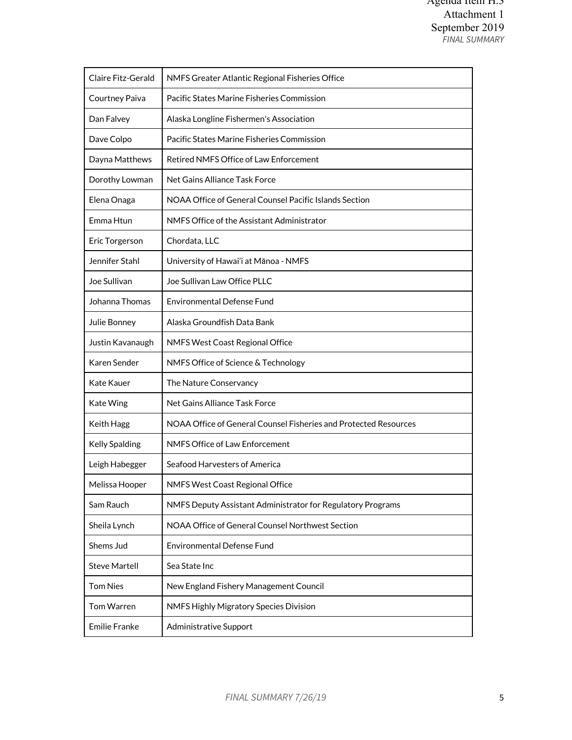| Claire Fitz-Gerald | NMFS Greater Atlantic Regional Fisheries Office |
|---|---|
| Courtney Paiva | Pacific States Marine Fisheries Commission |
| Dan Falvey | Alaska Longline Fishermen's Association |
| Dave Colpo | Pacific States Marine Fisheries Commission |
| Dayna Matthews | Retired NMFS Office of Law Enforcement |
| Dorothy Lowman | Net Gains Alliance Task Force |
| Elena Onaga | NOAA Office of General Counsel Pacific Islands Section |
| Emma Htun | NMFS Office of the Assistant Administrator |
| Eric Torgerson | Chordata, LLC |
| Jennifer Stahl | University of Hawai'i at Mānoa - NMFS |
| Joe Sullivan | Joe Sullivan Law Office PLLC |
| Johanna Thomas | Environmental Defense Fund |
| Julie Bonney | Alaska Groundfish Data Bank |
| Justin Kavanaugh | NMFS West Coast Regional Office |
| Karen Sender | NMFS Office of Science & Technology |
| Kate Kauer | The Nature Conservancy |
| Kate Wing | Net Gains Alliance Task Force |
| Keith Hagg | NOAA Office of General Counsel Fisheries and Protected Resources |
| Kelly Spalding | NMFS Office of Law Enforcement |
| Leigh Habegger | Seafood Harvesters of America |
| Melissa Hooper | NMFS West Coast Regional Office |
| Sam Rauch | NMFS Deputy Assistant Administrator for Regulatory Programs |
| Sheila Lynch | NOAA Office of General Counsel Northwest Section |
| Shems Jud | Environmental Defense Fund |
| Steve Martell | Sea State Inc |
| Tom Nies | New England Fishery Management Council |
| Tom Warren | NMFS Highly Migratory Species Division |
| Emilie Franke | Administrative Support |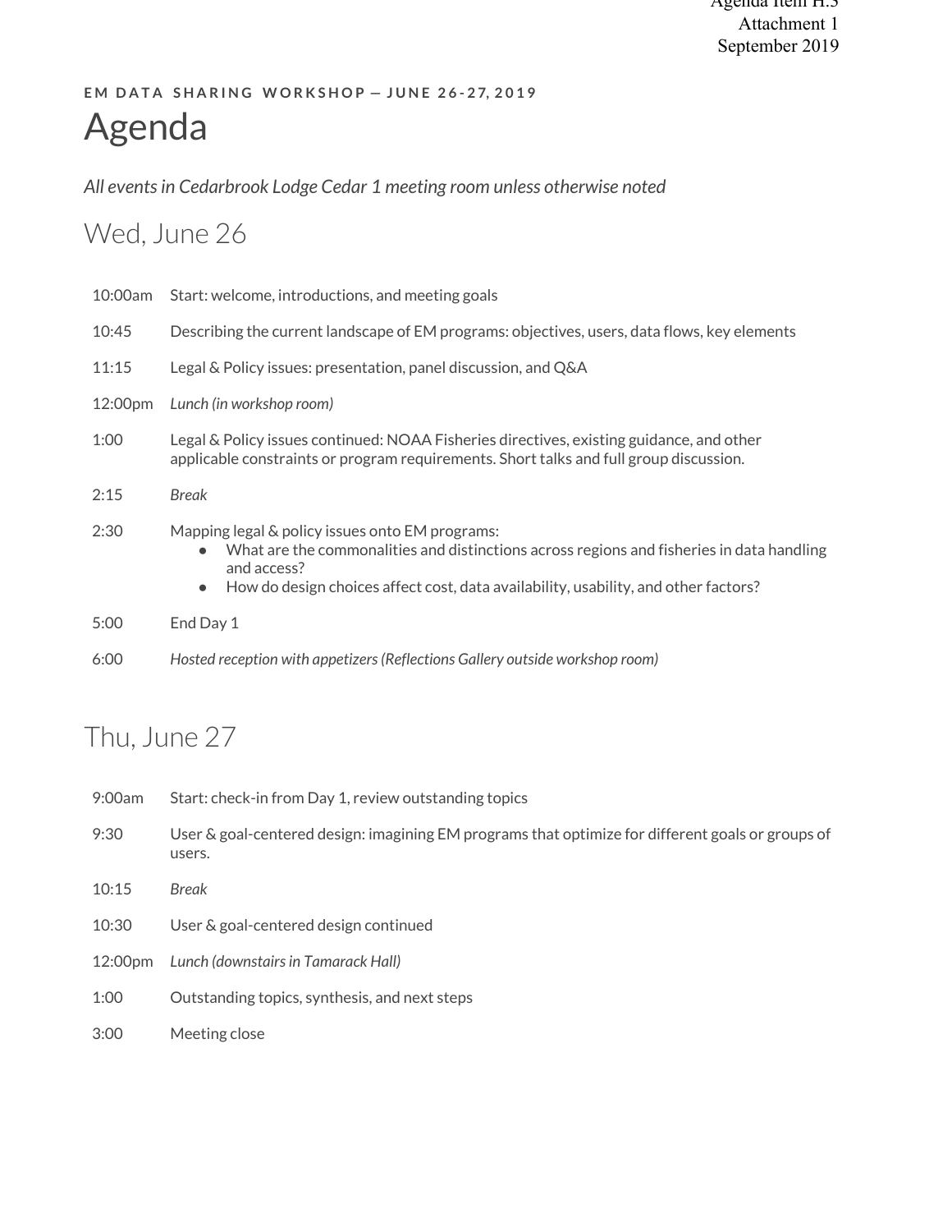Agenda Item H.3
Attachment 1
September 2019

**EM DATA SHARING WORKSHOP — JUNE 26-27, 2019**

# Agenda

*All events in Cedarbrook Lodge Cedar 1 meeting room unless otherwise noted*

## Wed, June 26

| | |
|---|---|
| 10:00am | Start: welcome, introductions, and meeting goals |
| 10:45 | Describing the current landscape of EM programs: objectives, users, data flows, key elements |
| 11:15 | Legal & Policy issues: presentation, panel discussion, and Q&A |
| 12:00pm | *Lunch (in workshop room)* |
| 1:00 | Legal & Policy issues continued: NOAA Fisheries directives, existing guidance, and other applicable constraints or program requirements. Short talks and full group discussion. |
| 2:15 | *Break* |
| 2:30 | Mapping legal & policy issues onto EM programs: • What are the commonalities and distinctions across regions and fisheries in data handling and access? • How do design choices affect cost, data availability, usability, and other factors? |
| 5:00 | End Day 1 |
| 6:00 | *Hosted reception with appetizers (Reflections Gallery outside workshop room)* |

## Thu, June 27

| | |
|---|---|
| 9:00am | Start: check-in from Day 1, review outstanding topics |
| 9:30 | User & goal-centered design: imagining EM programs that optimize for different goals or groups of users. |
| 10:15 | *Break* |
| 10:30 | User & goal-centered design continued |
| 12:00pm | *Lunch (downstairs in Tamarack Hall)* |
| 1:00 | Outstanding topics, synthesis, and next steps |
| 3:00 | Meeting close |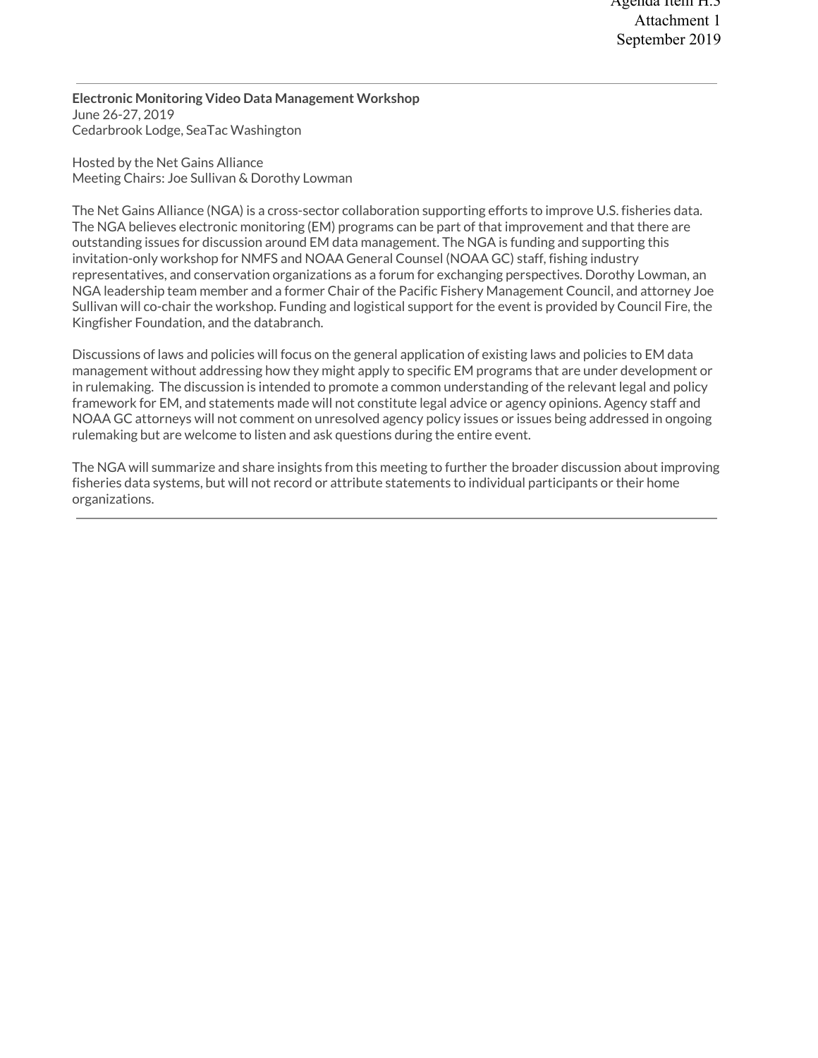**Electronic Monitoring Video Data Management Workshop**
June 26-27, 2019
Cedarbrook Lodge, SeaTac Washington

Hosted by the Net Gains Alliance
Meeting Chairs: Joe Sullivan & Dorothy Lowman

The Net Gains Alliance (NGA) is a cross-sector collaboration supporting efforts to improve U.S. fisheries data. The NGA believes electronic monitoring (EM) programs can be part of that improvement and that there are outstanding issues for discussion around EM data management. The NGA is funding and supporting this invitation-only workshop for NMFS and NOAA General Counsel (NOAA GC) staff, fishing industry representatives, and conservation organizations as a forum for exchanging perspectives. Dorothy Lowman, an NGA leadership team member and a former Chair of the Pacific Fishery Management Council, and attorney Joe Sullivan will co-chair the workshop. Funding and logistical support for the event is provided by Council Fire, the Kingfisher Foundation, and the databranch.

Discussions of laws and policies will focus on the general application of existing laws and policies to EM data management without addressing how they might apply to specific EM programs that are under development or in rulemaking. The discussion is intended to promote a common understanding of the relevant legal and policy framework for EM, and statements made will not constitute legal advice or agency opinions. Agency staff and NOAA GC attorneys will not comment on unresolved agency policy issues or issues being addressed in ongoing rulemaking but are welcome to listen and ask questions during the entire event.

The NGA will summarize and share insights from this meeting to further the broader discussion about improving fisheries data systems, but will not record or attribute statements to individual participants or their home organizations.